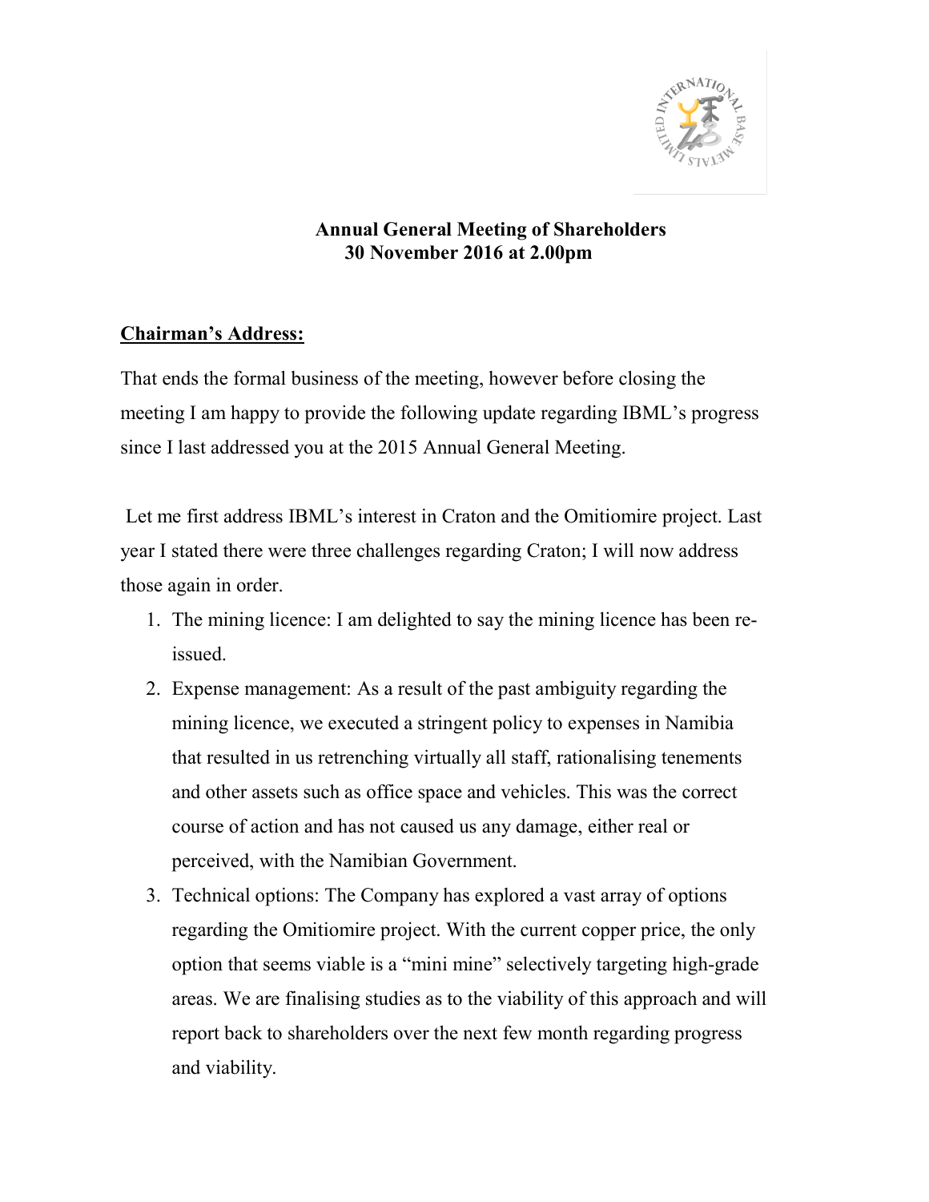**Annual General Meeting of Shareholders**
**30 November 2016 at 2.00pm**

**Chairman's Address:**

That ends the formal business of the meeting, however before closing the meeting I am happy to provide the following update regarding IBML's progress since I last addressed you at the 2015 Annual General Meeting.

Let me first address IBML's interest in Craton and the Omitiomire project. Last year I stated there were three challenges regarding Craton; I will now address those again in order.

1. The mining licence: I am delighted to say the mining licence has been re-issued.
2. Expense management: As a result of the past ambiguity regarding the mining licence, we executed a stringent policy to expenses in Namibia that resulted in us retrenching virtually all staff, rationalising tenements and other assets such as office space and vehicles. This was the correct course of action and has not caused us any damage, either real or perceived, with the Namibian Government.
3. Technical options: The Company has explored a vast array of options regarding the Omitiomire project. With the current copper price, the only option that seems viable is a "mini mine" selectively targeting high-grade areas. We are finalising studies as to the viability of this approach and will report back to shareholders over the next few month regarding progress and viability.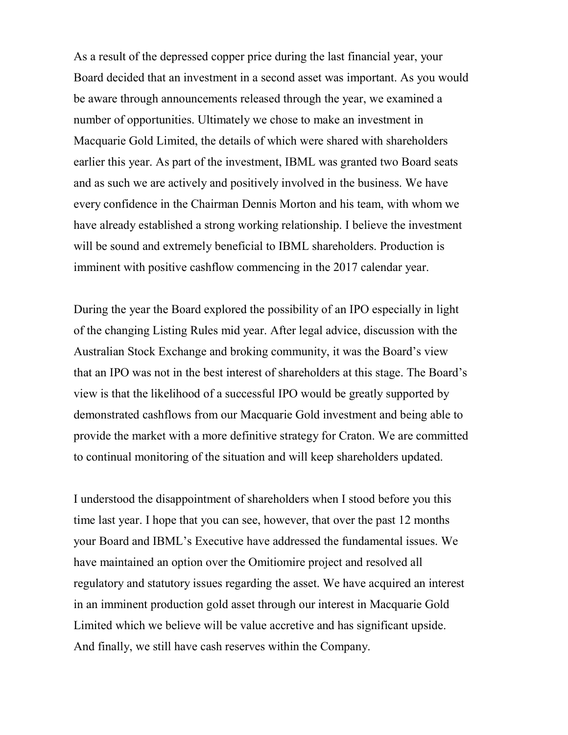As a result of the depressed copper price during the last financial year, your Board decided that an investment in a second asset was important. As you would be aware through announcements released through the year, we examined a number of opportunities. Ultimately we chose to make an investment in Macquarie Gold Limited, the details of which were shared with shareholders earlier this year. As part of the investment, IBML was granted two Board seats and as such we are actively and positively involved in the business. We have every confidence in the Chairman Dennis Morton and his team, with whom we have already established a strong working relationship. I believe the investment will be sound and extremely beneficial to IBML shareholders. Production is imminent with positive cashflow commencing in the 2017 calendar year.

During the year the Board explored the possibility of an IPO especially in light of the changing Listing Rules mid year. After legal advice, discussion with the Australian Stock Exchange and broking community, it was the Board's view that an IPO was not in the best interest of shareholders at this stage. The Board's view is that the likelihood of a successful IPO would be greatly supported by demonstrated cashflows from our Macquarie Gold investment and being able to provide the market with a more definitive strategy for Craton. We are committed to continual monitoring of the situation and will keep shareholders updated.

I understood the disappointment of shareholders when I stood before you this time last year. I hope that you can see, however, that over the past 12 months your Board and IBML's Executive have addressed the fundamental issues. We have maintained an option over the Omitiomire project and resolved all regulatory and statutory issues regarding the asset. We have acquired an interest in an imminent production gold asset through our interest in Macquarie Gold Limited which we believe will be value accretive and has significant upside. And finally, we still have cash reserves within the Company.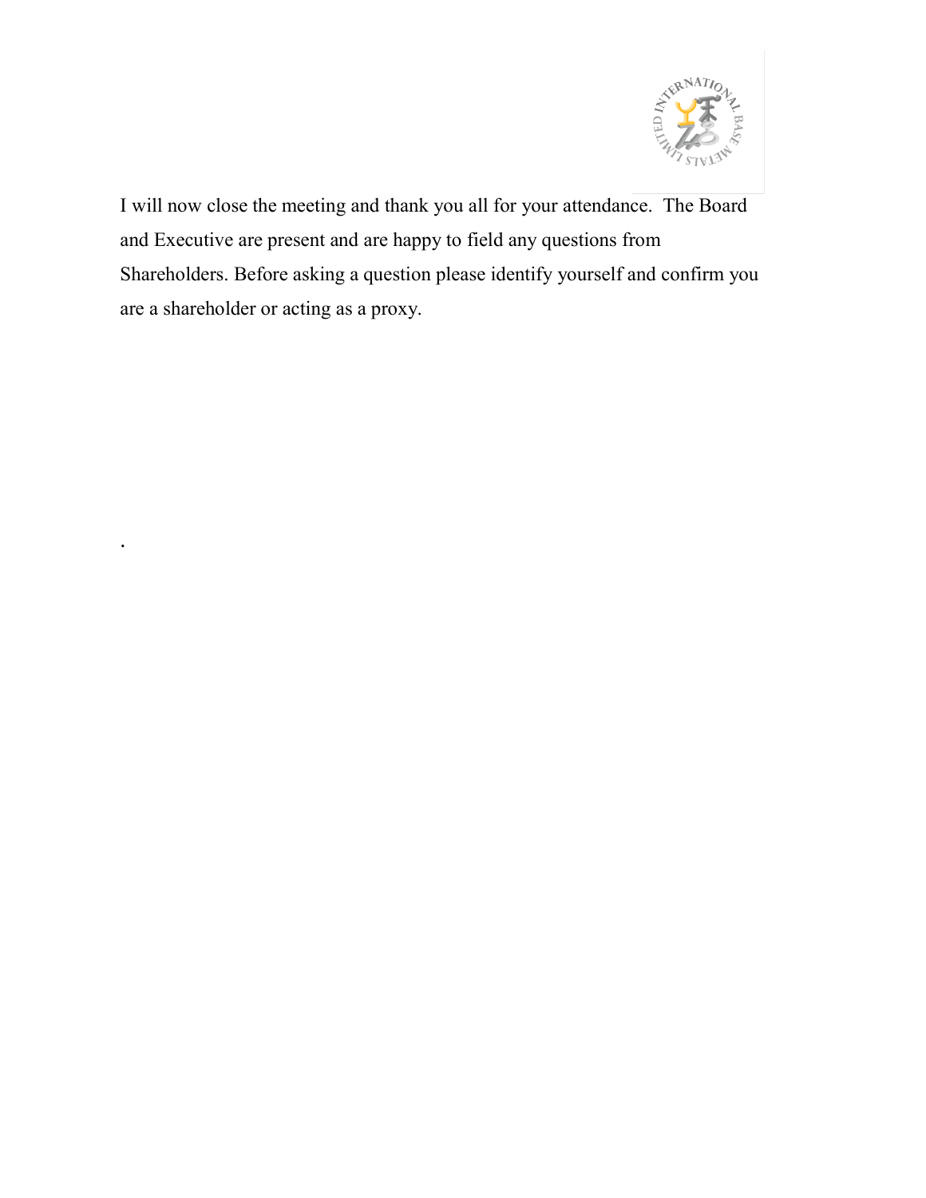I will now close the meeting and thank you all for your attendance. The Board and Executive are present and are happy to field any questions from Shareholders. Before asking a question please identify yourself and confirm you are a shareholder or acting as a proxy.

.